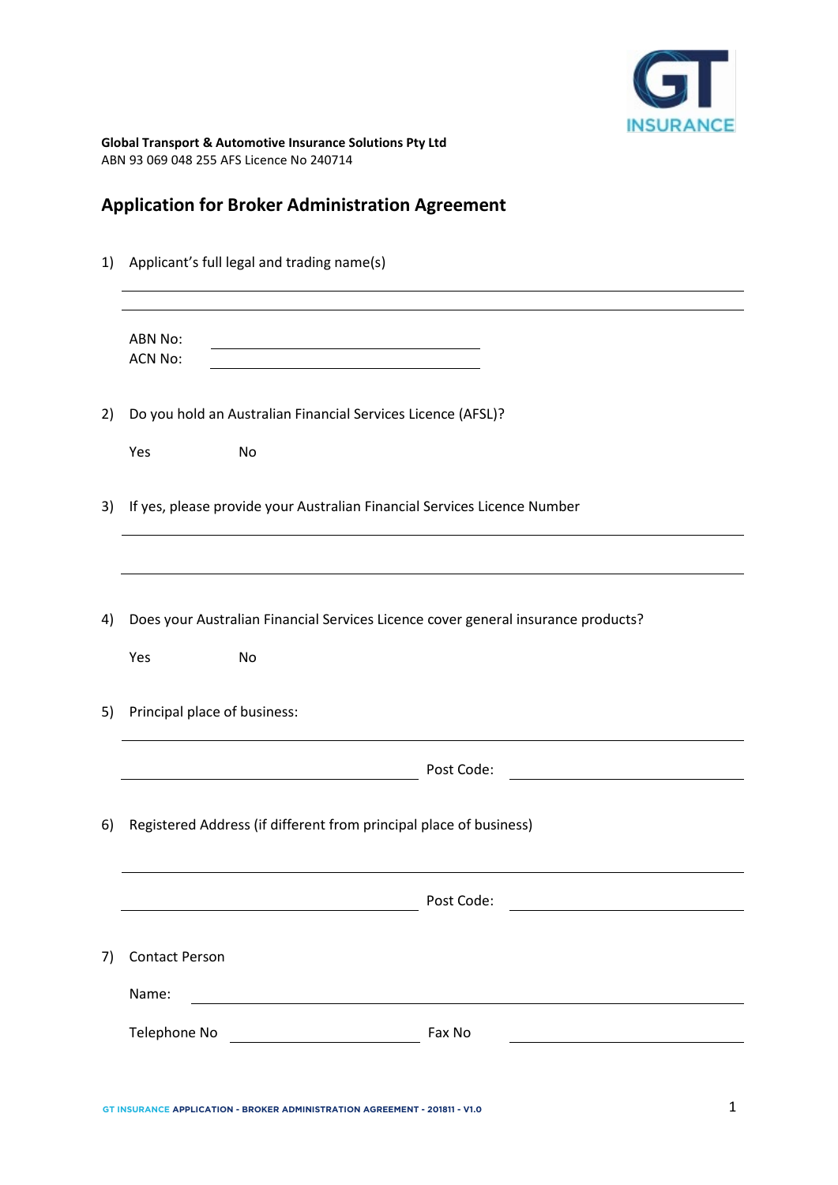**Global Transport & Automotive Insurance Solutions Pty Ltd**
ABN 93 069 048 255 AFS Licence No 240714

## Application for Broker Administration Agreement

1) Applicant's full legal and trading name(s)

______________________________________________________________

______________________________________________________________

ABN No: ______________________________

ACN No: ______________________________

2) Do you hold an Australian Financial Services Licence (AFSL)?

Yes No

3) If yes, please provide your Australian Financial Services Licence Number

______________________________________________________________

______________________________________________________________

4) Does your Australian Financial Services Licence cover general insurance products?

Yes No

5) Principal place of business:

______________________________________________________________

______________________________ Post Code: ______________________

6) Registered Address (if different from principal place of business)

______________________________________________________________

______________________________ Post Code: ______________________

7) Contact Person

Name: ______________________________________________________

Telephone No ______________________ Fax No ______________________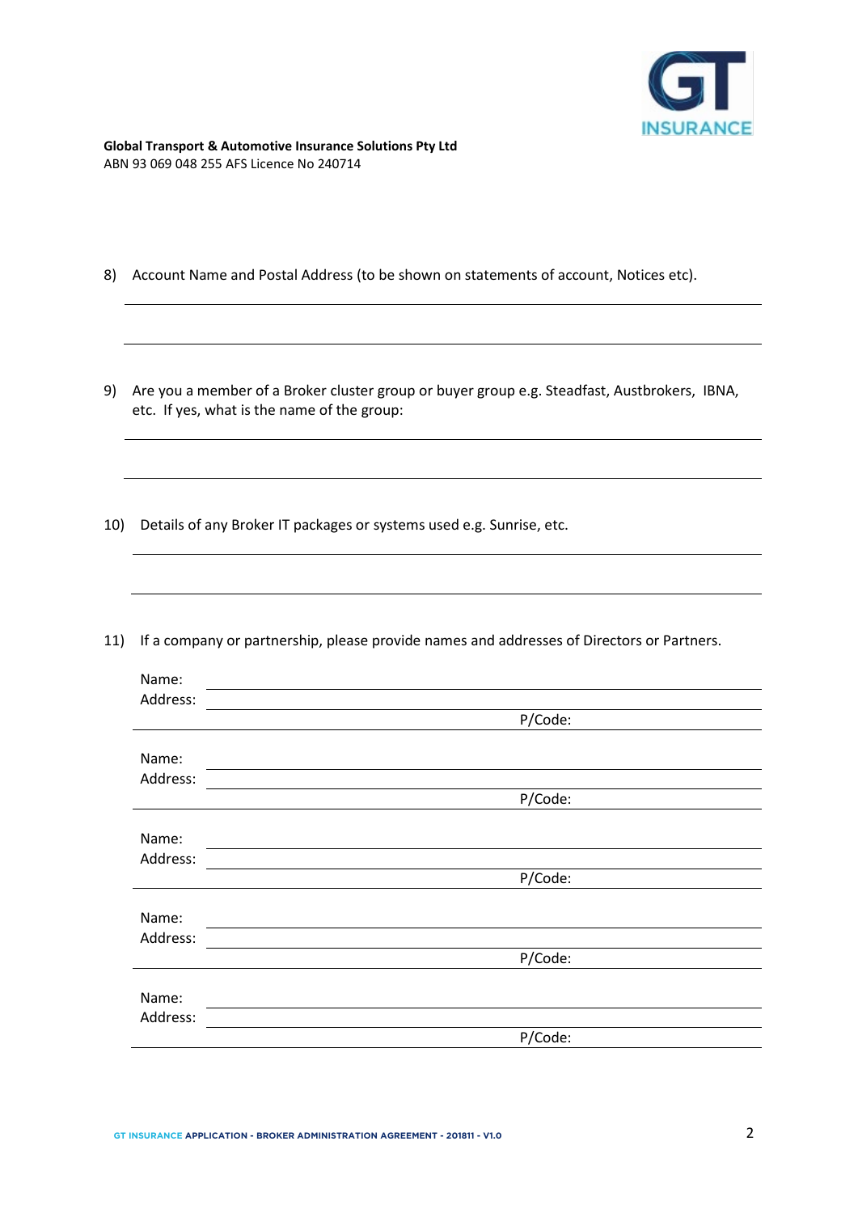**Global Transport & Automotive Insurance Solutions Pty Ltd**
ABN 93 069 048 255 AFS Licence No 240714

8) Account Name and Postal Address (to be shown on statements of account, Notices etc).

\_\_\_\_\_\_\_\_\_\_\_\_\_\_\_\_\_\_\_\_\_\_\_\_\_\_\_\_\_\_\_\_\_\_\_\_\_\_\_\_\_\_\_\_\_\_\_\_

\_\_\_\_\_\_\_\_\_\_\_\_\_\_\_\_\_\_\_\_\_\_\_\_\_\_\_\_\_\_\_\_\_\_\_\_\_\_\_\_\_\_\_\_\_\_\_\_

9) Are you a member of a Broker cluster group or buyer group e.g. Steadfast, Austbrokers, IBNA, etc. If yes, what is the name of the group:

\_\_\_\_\_\_\_\_\_\_\_\_\_\_\_\_\_\_\_\_\_\_\_\_\_\_\_\_\_\_\_\_\_\_\_\_\_\_\_\_\_\_\_\_\_\_\_\_

\_\_\_\_\_\_\_\_\_\_\_\_\_\_\_\_\_\_\_\_\_\_\_\_\_\_\_\_\_\_\_\_\_\_\_\_\_\_\_\_\_\_\_\_\_\_\_\_

10) Details of any Broker IT packages or systems used e.g. Sunrise, etc.

\_\_\_\_\_\_\_\_\_\_\_\_\_\_\_\_\_\_\_\_\_\_\_\_\_\_\_\_\_\_\_\_\_\_\_\_\_\_\_\_\_\_\_\_\_\_\_\_

\_\_\_\_\_\_\_\_\_\_\_\_\_\_\_\_\_\_\_\_\_\_\_\_\_\_\_\_\_\_\_\_\_\_\_\_\_\_\_\_\_\_\_\_\_\_\_\_

11) If a company or partnership, please provide names and addresses of Directors or Partners.

Name: \_\_\_\_\_\_\_\_\_\_\_\_\_\_\_\_\_\_\_\_\_\_\_\_\_\_\_\_\_\_\_\_\_\_\_\_\_\_\_\_
Address: \_\_\_\_\_\_\_\_\_\_\_\_\_\_\_\_\_\_\_\_\_\_\_\_\_\_\_\_\_\_\_\_\_\_\_\_\_\_\_\_
P/Code: \_\_\_\_\_\_\_\_\_\_

Name: \_\_\_\_\_\_\_\_\_\_\_\_\_\_\_\_\_\_\_\_\_\_\_\_\_\_\_\_\_\_\_\_\_\_\_\_\_\_\_\_
Address: \_\_\_\_\_\_\_\_\_\_\_\_\_\_\_\_\_\_\_\_\_\_\_\_\_\_\_\_\_\_\_\_\_\_\_\_\_\_\_\_
P/Code: \_\_\_\_\_\_\_\_\_\_

Name: \_\_\_\_\_\_\_\_\_\_\_\_\_\_\_\_\_\_\_\_\_\_\_\_\_\_\_\_\_\_\_\_\_\_\_\_\_\_\_\_
Address: \_\_\_\_\_\_\_\_\_\_\_\_\_\_\_\_\_\_\_\_\_\_\_\_\_\_\_\_\_\_\_\_\_\_\_\_\_\_\_\_
P/Code: \_\_\_\_\_\_\_\_\_\_

Name: \_\_\_\_\_\_\_\_\_\_\_\_\_\_\_\_\_\_\_\_\_\_\_\_\_\_\_\_\_\_\_\_\_\_\_\_\_\_\_\_
Address: \_\_\_\_\_\_\_\_\_\_\_\_\_\_\_\_\_\_\_\_\_\_\_\_\_\_\_\_\_\_\_\_\_\_\_\_\_\_\_\_
P/Code: \_\_\_\_\_\_\_\_\_\_

Name: \_\_\_\_\_\_\_\_\_\_\_\_\_\_\_\_\_\_\_\_\_\_\_\_\_\_\_\_\_\_\_\_\_\_\_\_\_\_\_\_
Address: \_\_\_\_\_\_\_\_\_\_\_\_\_\_\_\_\_\_\_\_\_\_\_\_\_\_\_\_\_\_\_\_\_\_\_\_\_\_\_\_
P/Code: \_\_\_\_\_\_\_\_\_\_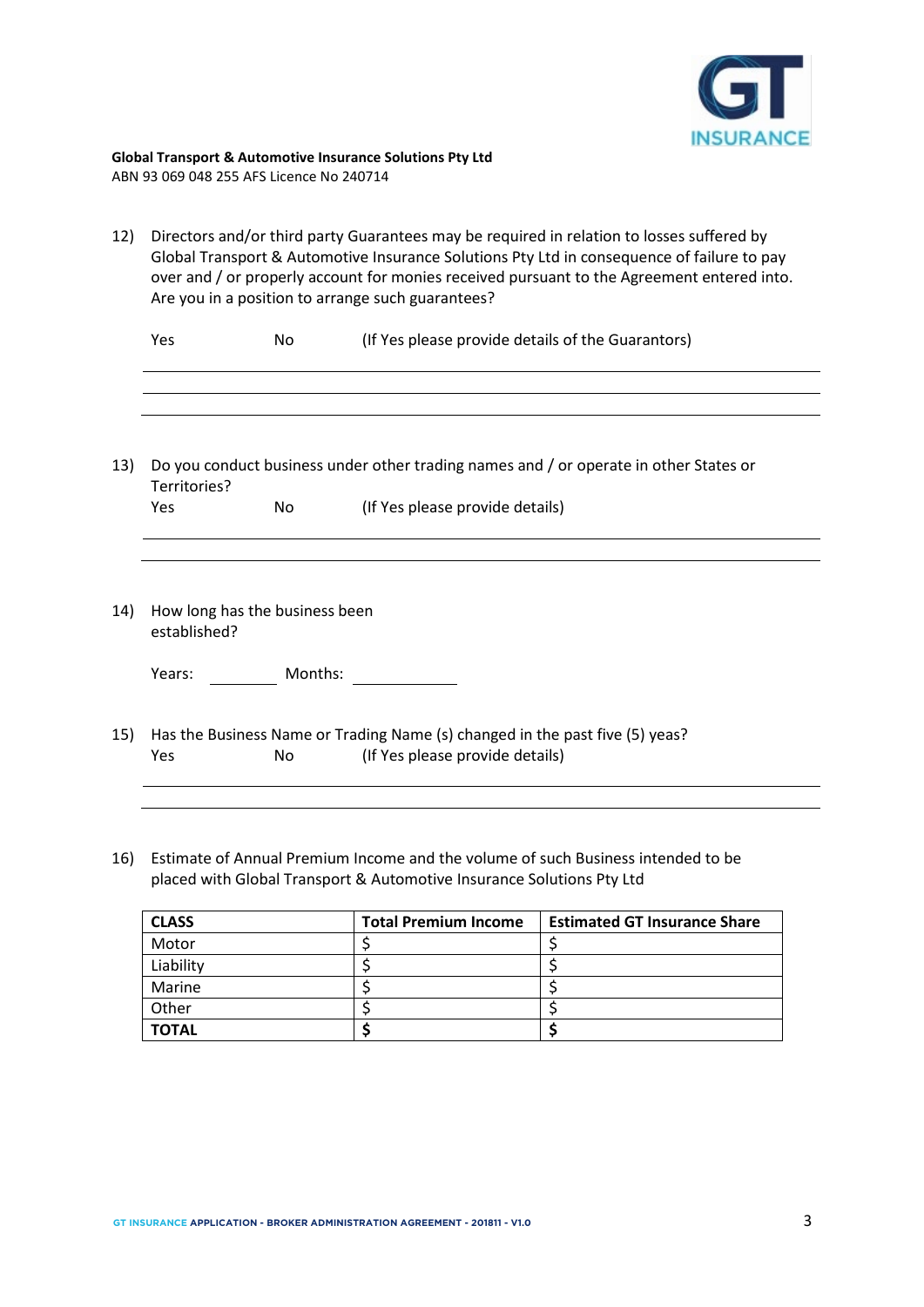**Global Transport & Automotive Insurance Solutions Pty Ltd**
ABN 93 069 048 255 AFS Licence No 240714

12) Directors and/or third party Guarantees may be required in relation to losses suffered by Global Transport & Automotive Insurance Solutions Pty Ltd in consequence of failure to pay over and / or properly account for monies received pursuant to the Agreement entered into. Are you in a position to arrange such guarantees?

Yes  No  (If Yes please provide details of the Guarantors)

_______________________________________________

_______________________________________________

_______________________________________________

13) Do you conduct business under other trading names and / or operate in other States or Territories?

Yes  No  (If Yes please provide details)

_______________________________________________

_______________________________________________

14) How long has the business been established?

Years: ________ Months: ____________

15) Has the Business Name or Trading Name (s) changed in the past five (5) yeas?

Yes  No  (If Yes please provide details)

_______________________________________________

_______________________________________________

16) Estimate of Annual Premium Income and the volume of such Business intended to be placed with Global Transport & Automotive Insurance Solutions Pty Ltd

| **CLASS** | **Total Premium Income** | **Estimated GT Insurance Share** |
|---|---|---|
| Motor | $ | $ |
| Liability | $ | $ |
| Marine | $ | $ |
| Other | $ | $ |
| **TOTAL** | **$** | **$** |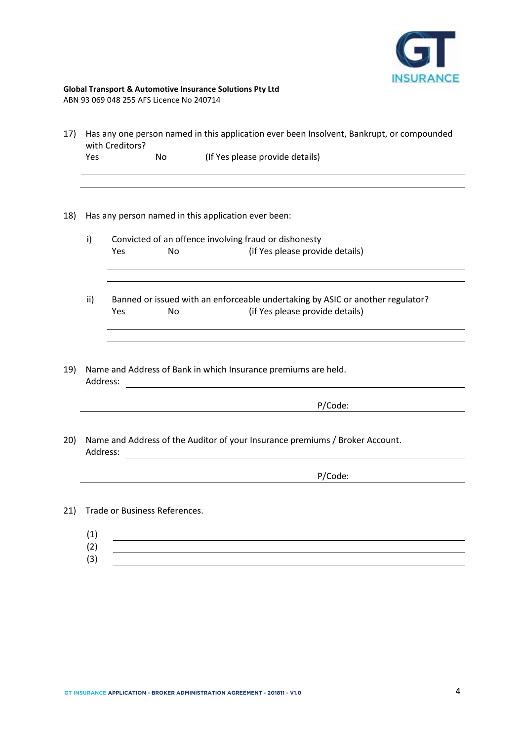**Global Transport & Automotive Insurance Solutions Pty Ltd**
ABN 93 069 048 255 AFS Licence No 240714

17) Has any one person named in this application ever been Insolvent, Bankrupt, or compounded with Creditors?
Yes No (If Yes please provide details)

\_\_\_\_\_\_\_\_\_\_\_\_\_\_\_\_\_\_\_\_\_\_\_\_\_\_\_\_\_\_\_\_\_\_\_\_\_\_\_\_\_\_\_\_\_\_\_\_\_\_\_\_\_\_\_\_\_\_

\_\_\_\_\_\_\_\_\_\_\_\_\_\_\_\_\_\_\_\_\_\_\_\_\_\_\_\_\_\_\_\_\_\_\_\_\_\_\_\_\_\_\_\_\_\_\_\_\_\_\_\_\_\_\_\_\_\_

18) Has any person named in this application ever been:

i) Convicted of an offence involving fraud or dishonesty
Yes No (if Yes please provide details)

\_\_\_\_\_\_\_\_\_\_\_\_\_\_\_\_\_\_\_\_\_\_\_\_\_\_\_\_\_\_\_\_\_\_\_\_\_\_\_\_\_\_\_\_\_\_\_\_\_\_\_\_\_\_\_\_\_\_

\_\_\_\_\_\_\_\_\_\_\_\_\_\_\_\_\_\_\_\_\_\_\_\_\_\_\_\_\_\_\_\_\_\_\_\_\_\_\_\_\_\_\_\_\_\_\_\_\_\_\_\_\_\_\_\_\_\_

ii) Banned or issued with an enforceable undertaking by ASIC or another regulator?
Yes No (if Yes please provide details)

\_\_\_\_\_\_\_\_\_\_\_\_\_\_\_\_\_\_\_\_\_\_\_\_\_\_\_\_\_\_\_\_\_\_\_\_\_\_\_\_\_\_\_\_\_\_\_\_\_\_\_\_\_\_\_\_\_\_

\_\_\_\_\_\_\_\_\_\_\_\_\_\_\_\_\_\_\_\_\_\_\_\_\_\_\_\_\_\_\_\_\_\_\_\_\_\_\_\_\_\_\_\_\_\_\_\_\_\_\_\_\_\_\_\_\_\_

19) Name and Address of Bank in which Insurance premiums are held.
Address: \_\_\_\_\_\_\_\_\_\_\_\_\_\_\_\_\_\_\_\_\_\_\_\_\_\_\_\_\_\_\_\_\_\_\_\_\_\_\_\_\_\_\_\_\_\_\_\_\_\_

\_\_\_\_\_\_\_\_\_\_\_\_\_\_\_\_\_\_\_\_\_\_\_\_\_\_\_\_\_\_\_\_\_\_\_\_\_\_ P/Code: \_\_\_\_\_\_\_\_\_\_\_\_\_\_

20) Name and Address of the Auditor of your Insurance premiums / Broker Account.
Address: \_\_\_\_\_\_\_\_\_\_\_\_\_\_\_\_\_\_\_\_\_\_\_\_\_\_\_\_\_\_\_\_\_\_\_\_\_\_\_\_\_\_\_\_\_\_\_\_\_\_

\_\_\_\_\_\_\_\_\_\_\_\_\_\_\_\_\_\_\_\_\_\_\_\_\_\_\_\_\_\_\_\_\_\_\_\_\_\_ P/Code: \_\_\_\_\_\_\_\_\_\_\_\_\_\_

21) Trade or Business References.

(1) \_\_\_\_\_\_\_\_\_\_\_\_\_\_\_\_\_\_\_\_\_\_\_\_\_\_\_\_\_\_\_\_\_\_\_\_\_\_\_\_\_\_\_\_\_\_\_\_\_\_\_\_
(2) \_\_\_\_\_\_\_\_\_\_\_\_\_\_\_\_\_\_\_\_\_\_\_\_\_\_\_\_\_\_\_\_\_\_\_\_\_\_\_\_\_\_\_\_\_\_\_\_\_\_\_\_
(3) \_\_\_\_\_\_\_\_\_\_\_\_\_\_\_\_\_\_\_\_\_\_\_\_\_\_\_\_\_\_\_\_\_\_\_\_\_\_\_\_\_\_\_\_\_\_\_\_\_\_\_\_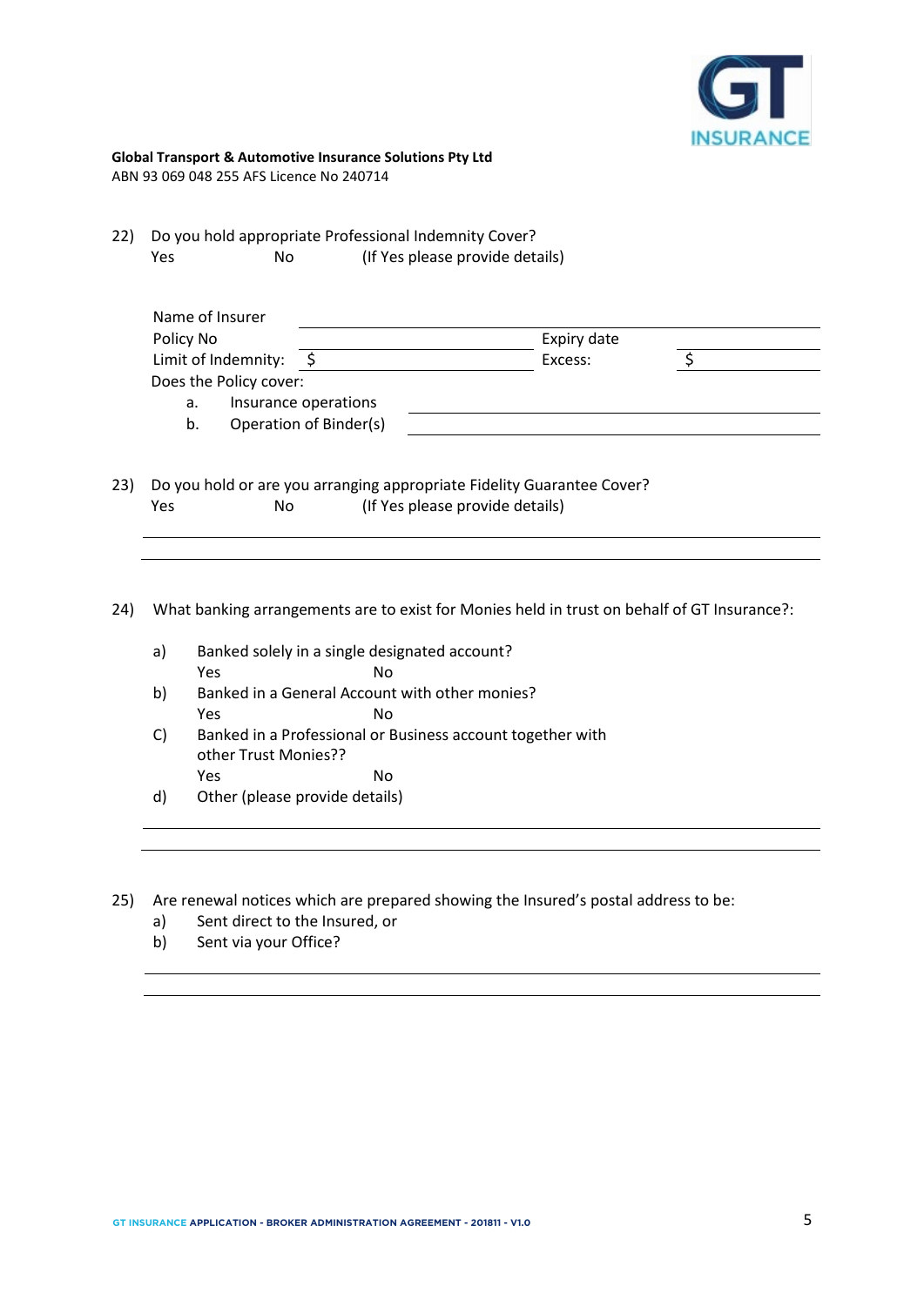**Global Transport & Automotive Insurance Solutions Pty Ltd**
ABN 93 069 048 255 AFS Licence No 240714

22) Do you hold appropriate Professional Indemnity Cover?
Yes No (If Yes please provide details)

Name of Insurer ____________________
Policy No ____________________ Expiry date ____________________
Limit of Indemnity: $ ____________________ Excess: $ ____________________
Does the Policy cover:

a. Insurance operations ____________________
b. Operation of Binder(s) ____________________

23) Do you hold or are you arranging appropriate Fidelity Guarantee Cover?
Yes No (If Yes please provide details)

____________________

____________________

24) What banking arrangements are to exist for Monies held in trust on behalf of GT Insurance?:

a) Banked solely in a single designated account?
Yes No

b) Banked in a General Account with other monies?
Yes No

C) Banked in a Professional or Business account together with other Trust Monies??
Yes No

d) Other (please provide details)

____________________

____________________

25) Are renewal notices which are prepared showing the Insured's postal address to be:

a) Sent direct to the Insured, or
b) Sent via your Office?

____________________

____________________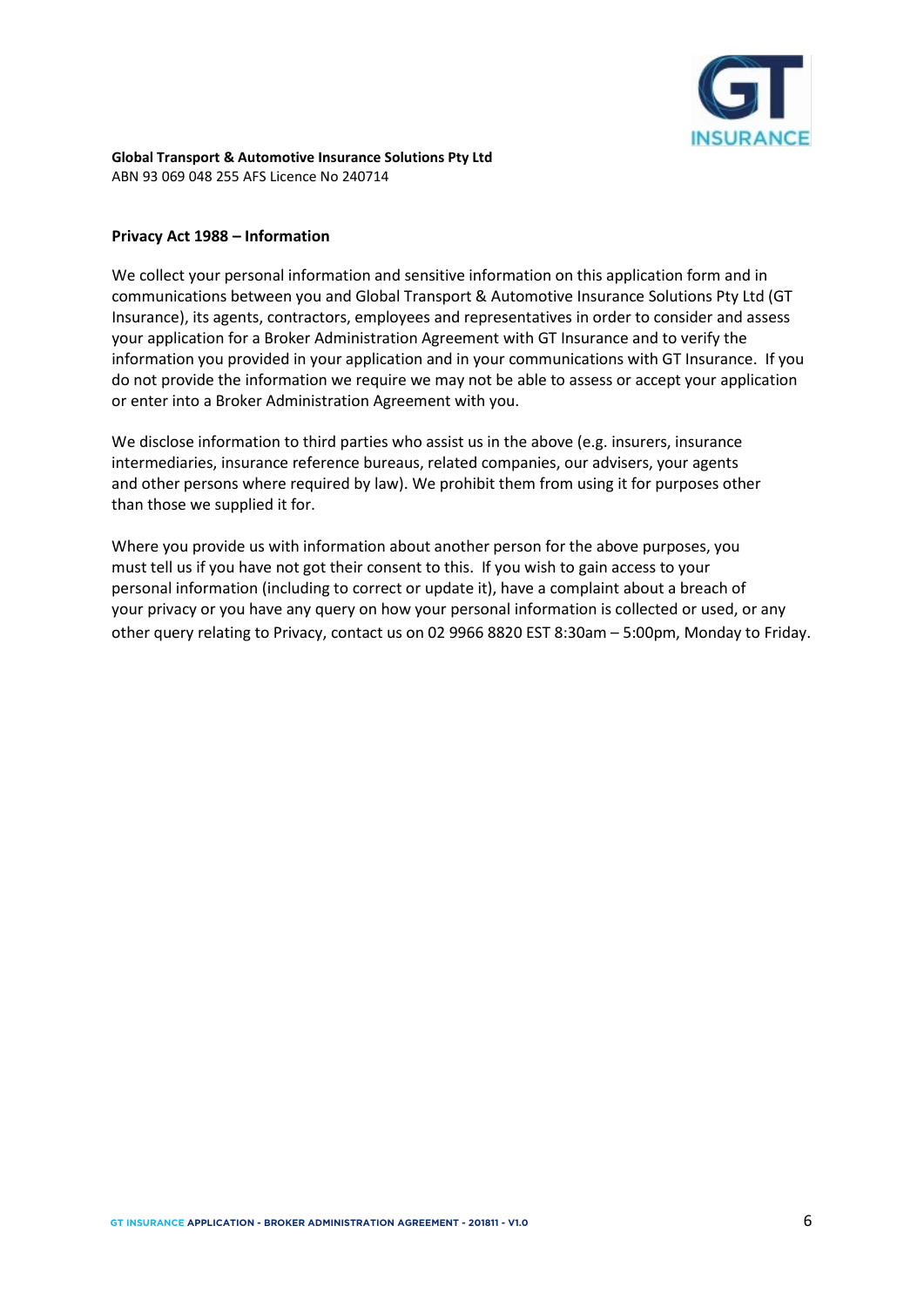**Global Transport & Automotive Insurance Solutions Pty Ltd**
ABN 93 069 048 255 AFS Licence No 240714

**Privacy Act 1988 – Information**

We collect your personal information and sensitive information on this application form and in communications between you and Global Transport & Automotive Insurance Solutions Pty Ltd (GT Insurance), its agents, contractors, employees and representatives in order to consider and assess your application for a Broker Administration Agreement with GT Insurance and to verify the information you provided in your application and in your communications with GT Insurance. If you do not provide the information we require we may not be able to assess or accept your application or enter into a Broker Administration Agreement with you.

We disclose information to third parties who assist us in the above (e.g. insurers, insurance intermediaries, insurance reference bureaus, related companies, our advisers, your agents and other persons where required by law). We prohibit them from using it for purposes other than those we supplied it for.

Where you provide us with information about another person for the above purposes, you must tell us if you have not got their consent to this. If you wish to gain access to your personal information (including to correct or update it), have a complaint about a breach of your privacy or you have any query on how your personal information is collected or used, or any other query relating to Privacy, contact us on 02 9966 8820 EST 8:30am – 5:00pm, Monday to Friday.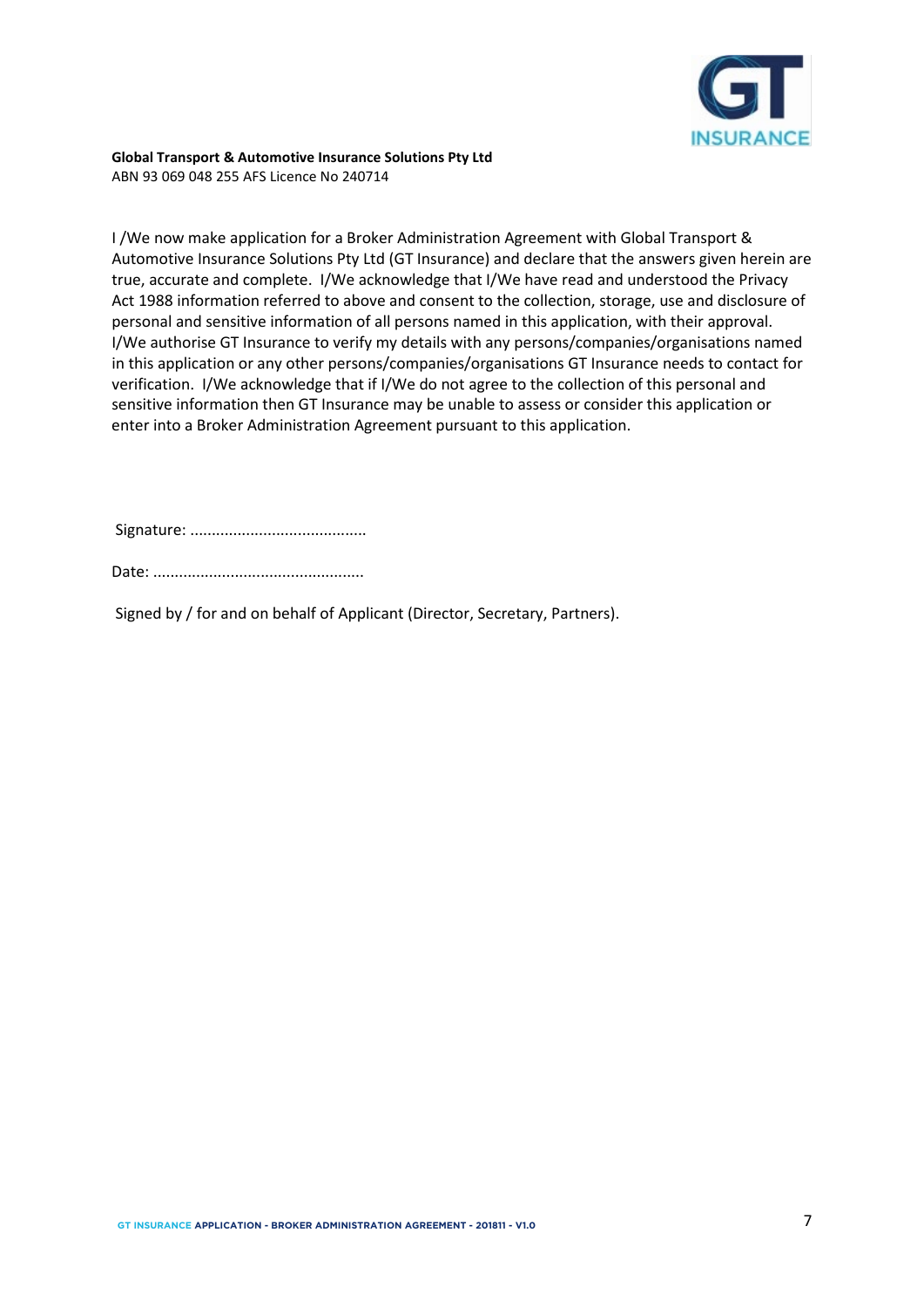**Global Transport & Automotive Insurance Solutions Pty Ltd**
ABN 93 069 048 255 AFS Licence No 240714

I /We now make application for a Broker Administration Agreement with Global Transport & Automotive Insurance Solutions Pty Ltd (GT Insurance) and declare that the answers given herein are true, accurate and complete. I/We acknowledge that I/We have read and understood the Privacy Act 1988 information referred to above and consent to the collection, storage, use and disclosure of personal and sensitive information of all persons named in this application, with their approval. I/We authorise GT Insurance to verify my details with any persons/companies/organisations named in this application or any other persons/companies/organisations GT Insurance needs to contact for verification. I/We acknowledge that if I/We do not agree to the collection of this personal and sensitive information then GT Insurance may be unable to assess or consider this application or enter into a Broker Administration Agreement pursuant to this application.

Signature: .........................................

Date: .................................................

Signed by / for and on behalf of Applicant (Director, Secretary, Partners).